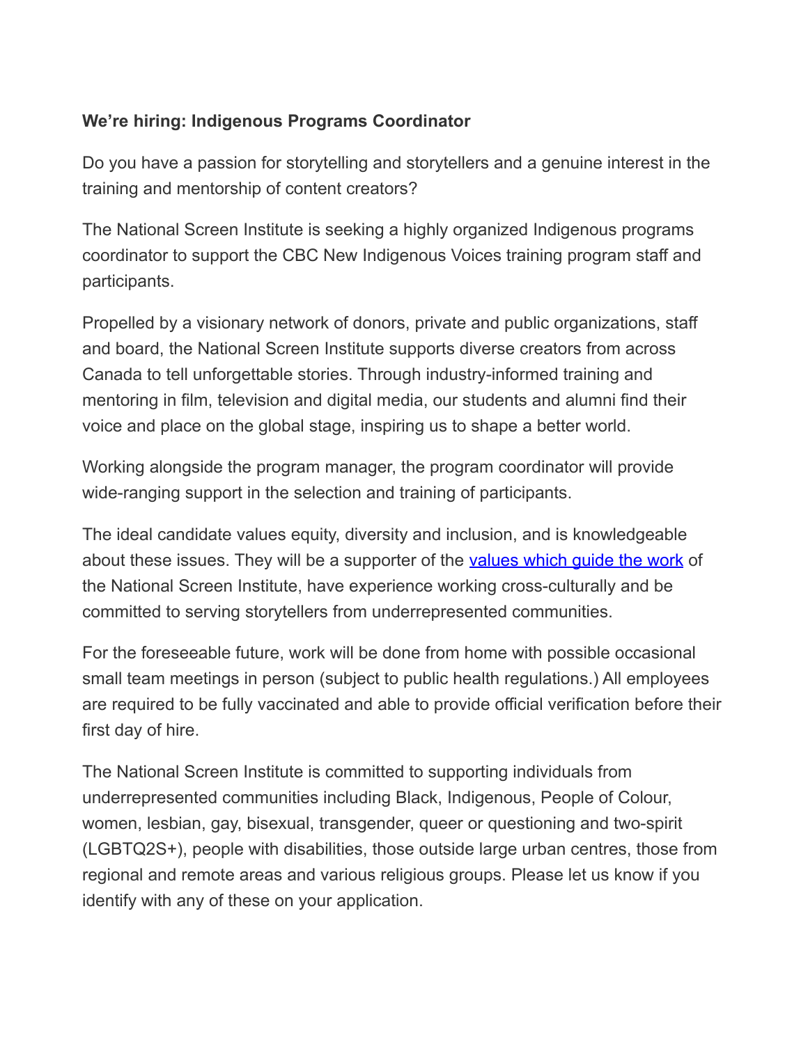**We're hiring: Indigenous Programs Coordinator**

Do you have a passion for storytelling and storytellers and a genuine interest in the training and mentorship of content creators?

The National Screen Institute is seeking a highly organized Indigenous programs coordinator to support the CBC New Indigenous Voices training program staff and participants.

Propelled by a visionary network of donors, private and public organizations, staff and board, the National Screen Institute supports diverse creators from across Canada to tell unforgettable stories. Through industry-informed training and mentoring in film, television and digital media, our students and alumni find their voice and place on the global stage, inspiring us to shape a better world.

Working alongside the program manager, the program coordinator will provide wide-ranging support in the selection and training of participants.

The ideal candidate values equity, diversity and inclusion, and is knowledgeable about these issues. They will be a supporter of the values which guide the work of the National Screen Institute, have experience working cross-culturally and be committed to serving storytellers from underrepresented communities.

For the foreseeable future, work will be done from home with possible occasional small team meetings in person (subject to public health regulations.) All employees are required to be fully vaccinated and able to provide official verification before their first day of hire.

The National Screen Institute is committed to supporting individuals from underrepresented communities including Black, Indigenous, People of Colour, women, lesbian, gay, bisexual, transgender, queer or questioning and two-spirit (LGBTQ2S+), people with disabilities, those outside large urban centres, those from regional and remote areas and various religious groups. Please let us know if you identify with any of these on your application.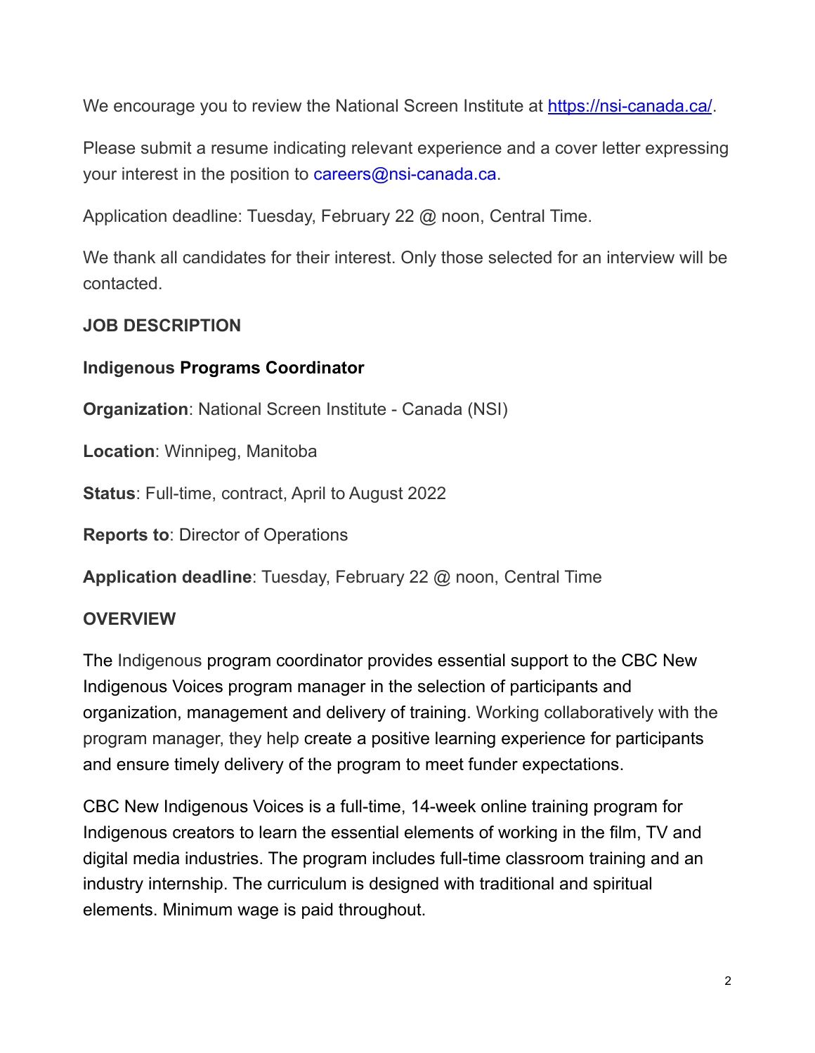We encourage you to review the National Screen Institute at https://nsi-canada.ca/.

Please submit a resume indicating relevant experience and a cover letter expressing your interest in the position to careers@nsi-canada.ca.

Application deadline: Tuesday, February 22 @ noon, Central Time.

We thank all candidates for their interest. Only those selected for an interview will be contacted.

**JOB DESCRIPTION**

**Indigenous Programs Coordinator**

**Organization**: National Screen Institute - Canada (NSI)

**Location**: Winnipeg, Manitoba

**Status**: Full-time, contract, April to August 2022

**Reports to**: Director of Operations

**Application deadline**: Tuesday, February 22 @ noon, Central Time

**OVERVIEW**

The Indigenous program coordinator provides essential support to the CBC New Indigenous Voices program manager in the selection of participants and organization, management and delivery of training. Working collaboratively with the program manager, they help create a positive learning experience for participants and ensure timely delivery of the program to meet funder expectations.

CBC New Indigenous Voices is a full-time, 14-week online training program for Indigenous creators to learn the essential elements of working in the film, TV and digital media industries. The program includes full-time classroom training and an industry internship. The curriculum is designed with traditional and spiritual elements. Minimum wage is paid throughout.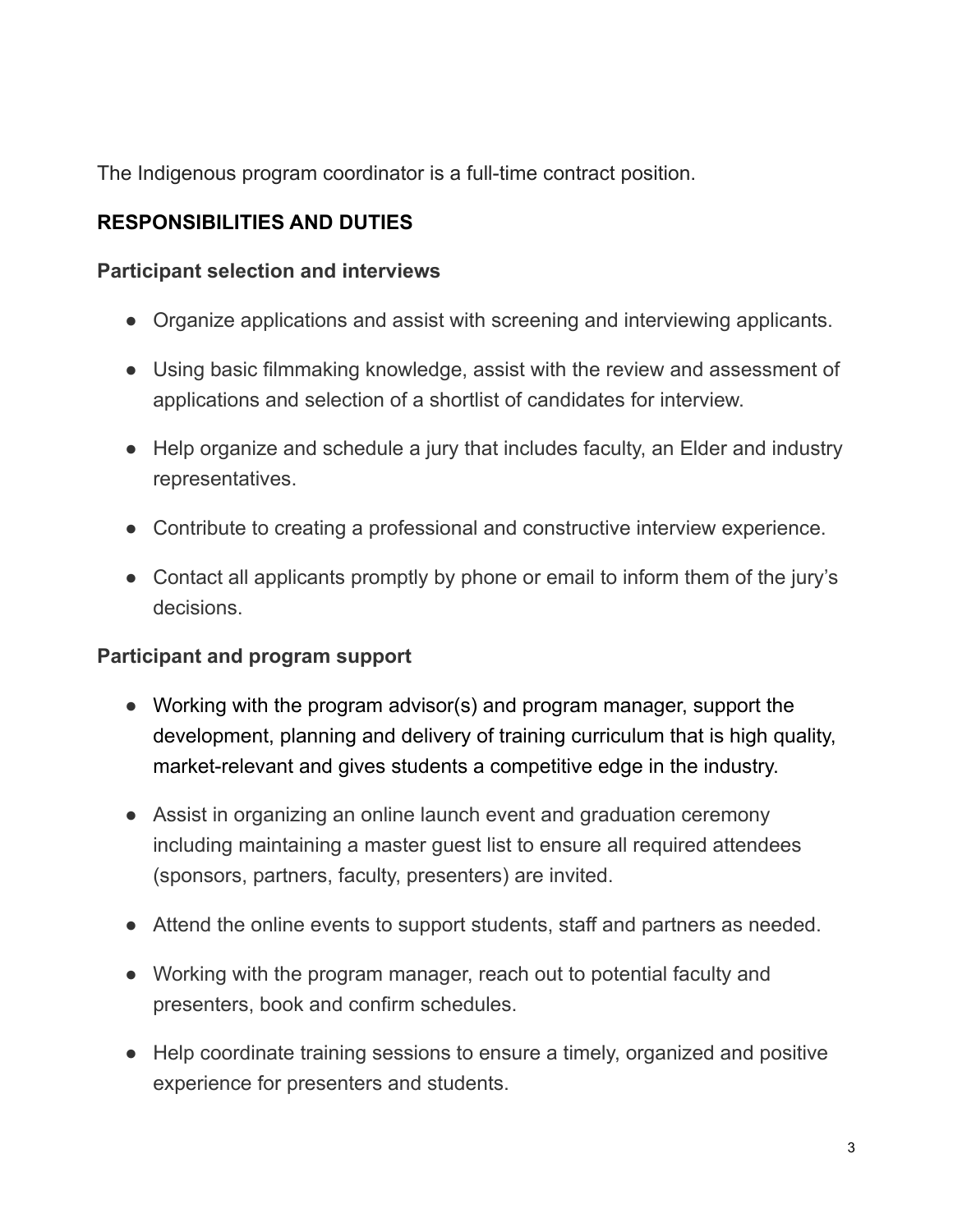The Indigenous program coordinator is a full-time contract position.

## RESPONSIBILITIES AND DUTIES

### Participant selection and interviews

- Organize applications and assist with screening and interviewing applicants.
- Using basic filmmaking knowledge, assist with the review and assessment of applications and selection of a shortlist of candidates for interview.
- Help organize and schedule a jury that includes faculty, an Elder and industry representatives.
- Contribute to creating a professional and constructive interview experience.
- Contact all applicants promptly by phone or email to inform them of the jury's decisions.

### Participant and program support

- Working with the program advisor(s) and program manager, support the development, planning and delivery of training curriculum that is high quality, market-relevant and gives students a competitive edge in the industry.
- Assist in organizing an online launch event and graduation ceremony including maintaining a master guest list to ensure all required attendees (sponsors, partners, faculty, presenters) are invited.
- Attend the online events to support students, staff and partners as needed.
- Working with the program manager, reach out to potential faculty and presenters, book and confirm schedules.
- Help coordinate training sessions to ensure a timely, organized and positive experience for presenters and students.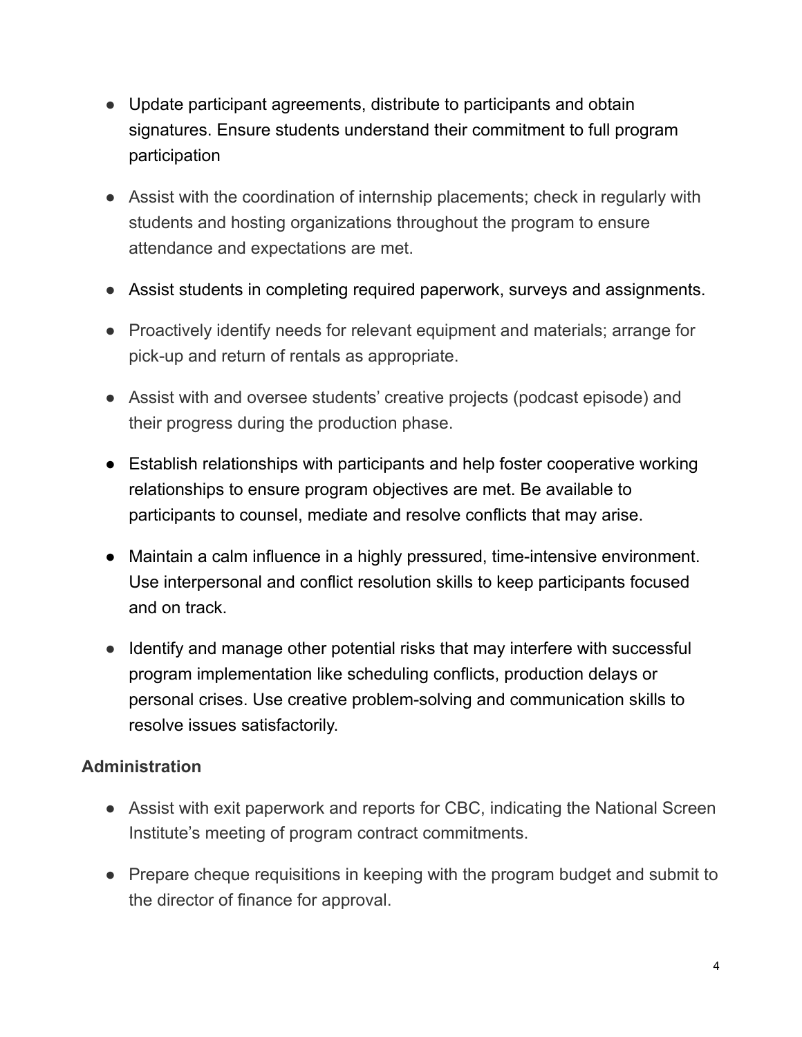- Update participant agreements, distribute to participants and obtain signatures. Ensure students understand their commitment to full program participation

- Assist with the coordination of internship placements; check in regularly with students and hosting organizations throughout the program to ensure attendance and expectations are met.

- Assist students in completing required paperwork, surveys and assignments.

- Proactively identify needs for relevant equipment and materials; arrange for pick-up and return of rentals as appropriate.

- Assist with and oversee students' creative projects (podcast episode) and their progress during the production phase.

- Establish relationships with participants and help foster cooperative working relationships to ensure program objectives are met. Be available to participants to counsel, mediate and resolve conflicts that may arise.

- Maintain a calm influence in a highly pressured, time-intensive environment. Use interpersonal and conflict resolution skills to keep participants focused and on track.

- Identify and manage other potential risks that may interfere with successful program implementation like scheduling conflicts, production delays or personal crises. Use creative problem-solving and communication skills to resolve issues satisfactorily.

**Administration**

- Assist with exit paperwork and reports for CBC, indicating the National Screen Institute's meeting of program contract commitments.

- Prepare cheque requisitions in keeping with the program budget and submit to the director of finance for approval.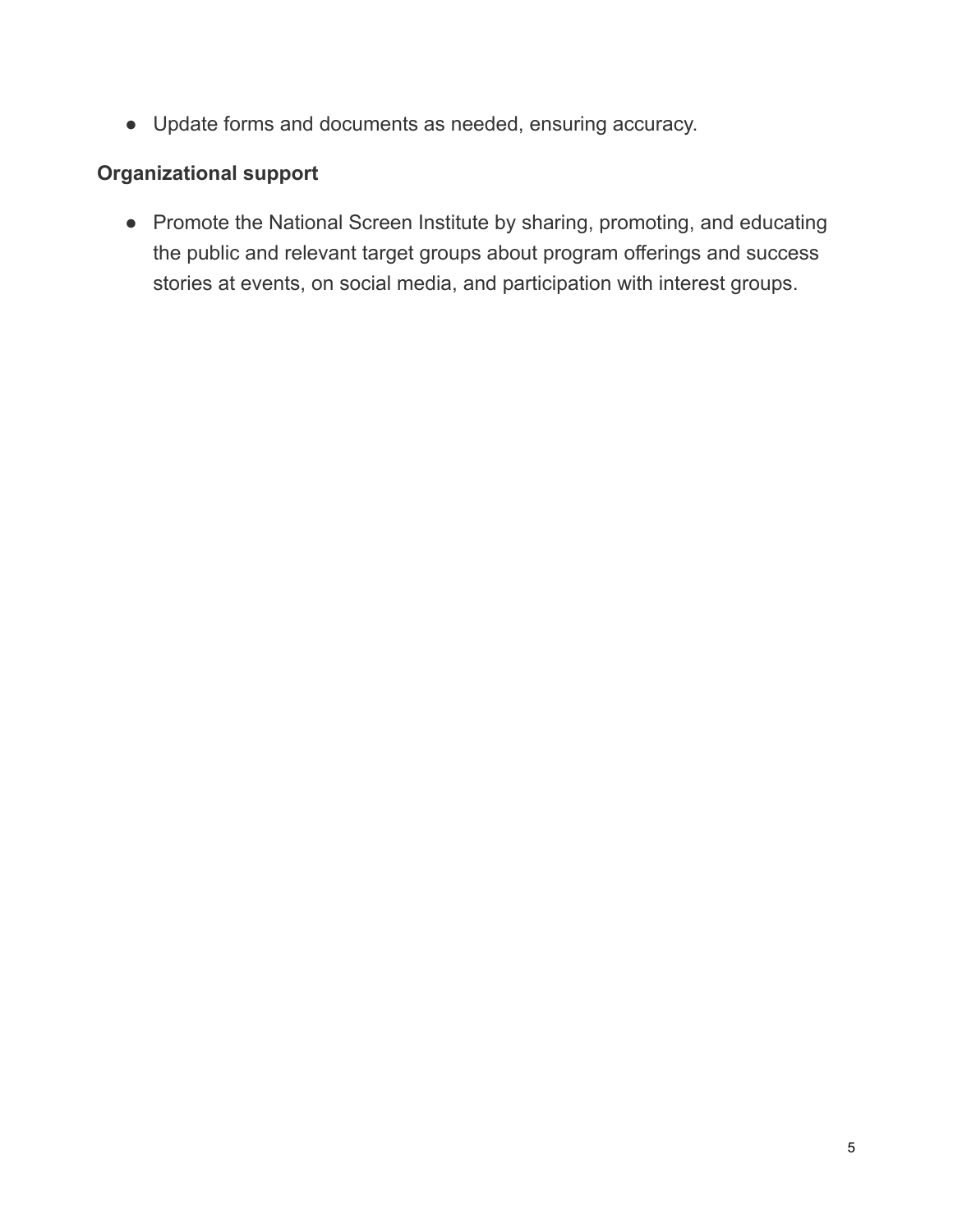- Update forms and documents as needed, ensuring accuracy.

### Organizational support

- Promote the National Screen Institute by sharing, promoting, and educating the public and relevant target groups about program offerings and success stories at events, on social media, and participation with interest groups.